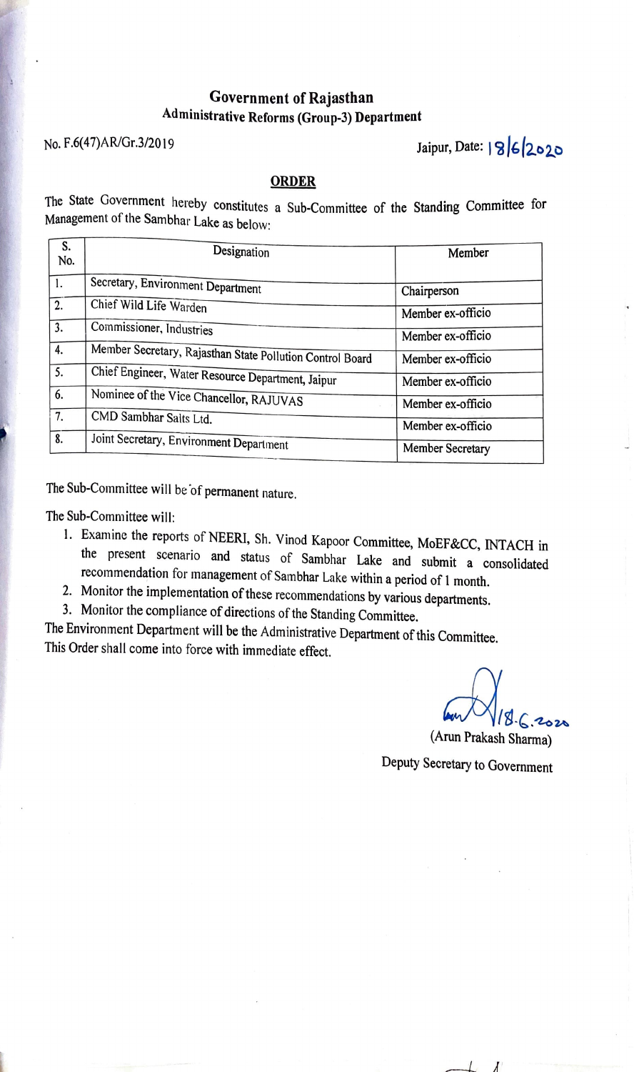# Government of Rajasthan

## Administrative Reforms (Group-3) Department

No. F.6(47)AR/Gr.3/2019

Jaipur, Date: 18/6/2020

### ORDER

The State Government hereby constitutes a Sub-Committee of the Standing Committee for Management of the Sambhar Lake as below:

| S. No. | Designation | Member |
|---|---|---|
| 1. | Secretary, Environment Department | Chairperson |
| 2. | Chief Wild Life Warden | Member ex-officio |
| 3. | Commissioner, Industries | Member ex-officio |
| 4. | Member Secretary, Rajasthan State Pollution Control Board | Member ex-officio |
| 5. | Chief Engineer, Water Resource Department, Jaipur | Member ex-officio |
| 6. | Nominee of the Vice Chancellor, RAJUVAS | Member ex-officio |
| 7. | CMD Sambhar Salts Ltd. | Member ex-officio |
| 8. | Joint Secretary, Environment Department | Member Secretary |

The Sub-Committee will be of permanent nature.

The Sub-Committee will:

1. Examine the reports of NEERI, Sh. Vinod Kapoor Committee, MoEF&CC, INTACH in the present scenario and status of Sambhar Lake and submit a consolidated recommendation for management of Sambhar Lake within a period of 1 month.
2. Monitor the implementation of these recommendations by various departments.
3. Monitor the compliance of directions of the Standing Committee.

The Environment Department will be the Administrative Department of this Committee.
This Order shall come into force with immediate effect.

18.6.2020

(Arun Prakash Sharma)

Deputy Secretary to Government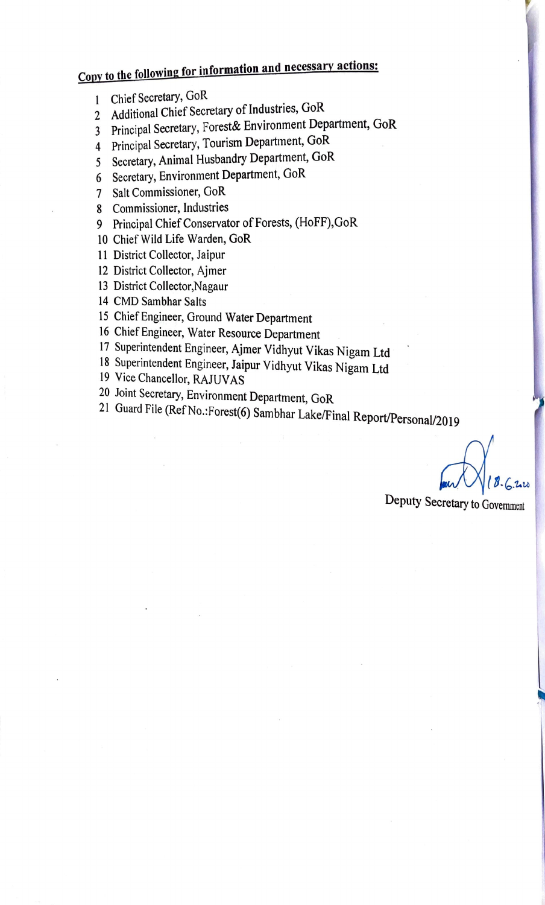**<u>Copy to the following for information and necessary actions:</u>**

1. Chief Secretary, GoR
2. Additional Chief Secretary of Industries, GoR
3. Principal Secretary, Forest& Environment Department, GoR
4. Principal Secretary, Tourism Department, GoR
5. Secretary, Animal Husbandry Department, GoR
6. Secretary, Environment Department, GoR
7. Salt Commissioner, GoR
8. Commissioner, Industries
9. Principal Chief Conservator of Forests, (HoFF),GoR
10. Chief Wild Life Warden, GoR
11. District Collector, Jaipur
12. District Collector, Ajmer
13. District Collector,Nagaur
14. CMD Sambhar Salts
15. Chief Engineer, Ground Water Department
16. Chief Engineer, Water Resource Department
17. Superintendent Engineer, Ajmer Vidhyut Vikas Nigam Ltd
18. Superintendent Engineer, Jaipur Vidhyut Vikas Nigam Ltd
19. Vice Chancellor, RAJUVAS
20. Joint Secretary, Environment Department, GoR
21. Guard File (Ref No.:Forest(6) Sambhar Lake/Final Report/Personal/2019

18.6.2020

Deputy Secretary to Government